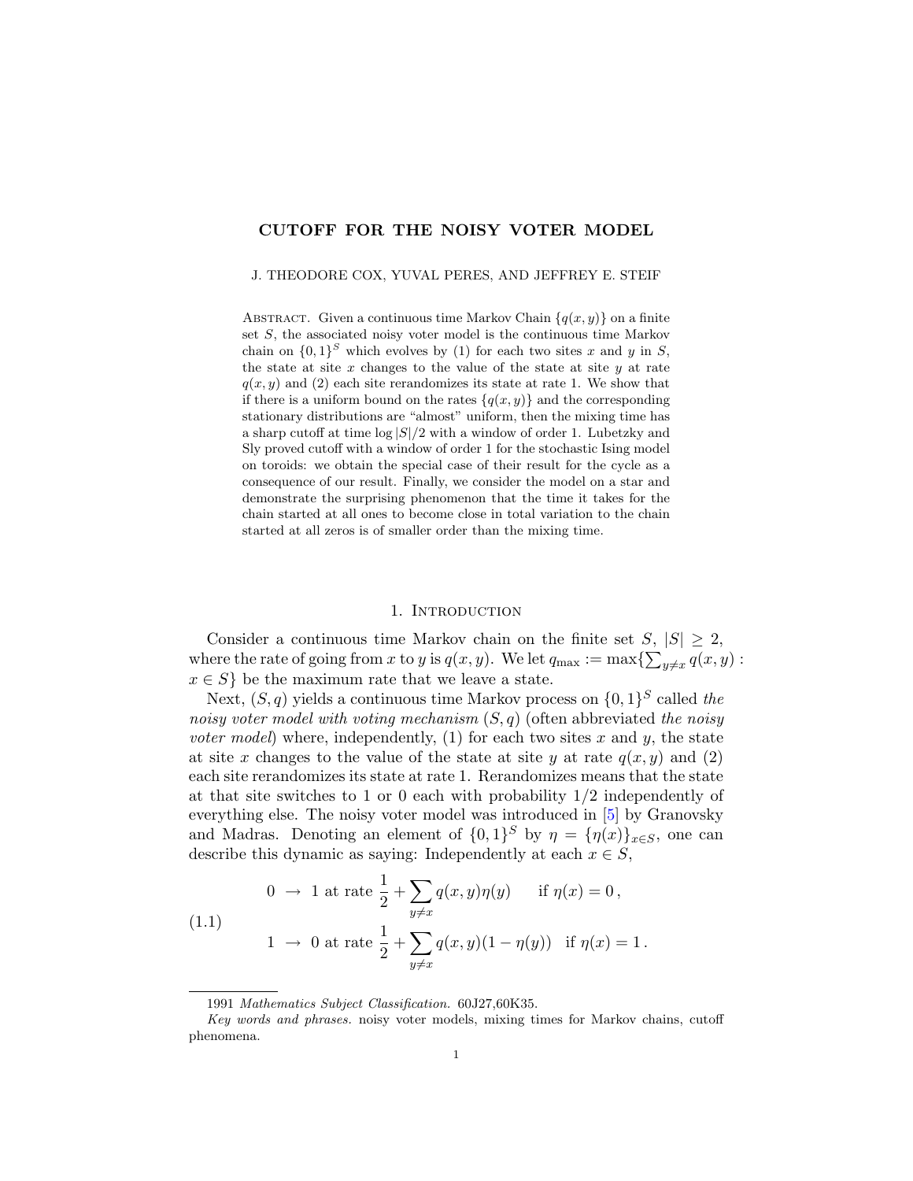# CUTOFF FOR THE NOISY VOTER MODEL

J. THEODORE COX, YUVAL PERES, AND JEFFREY E. STEIF

ABSTRACT. Given a continuous time Markov Chain $\{q(x,y)\}$ on a finite set $S$, the associated noisy voter model is the continuous time Markov chain on $\{0,1\}^S$ which evolves by (1) for each two sites $x$ and $y$ in $S$, the state at site $x$ changes to the value of the state at site $y$ at rate $q(x,y)$ and (2) each site rerandomizes its state at rate 1. We show that if there is a uniform bound on the rates $\{q(x,y)\}$ and the corresponding stationary distributions are "almost" uniform, then the mixing time has a sharp cutoff at time $\log |S|/2$ with a window of order 1. Lubetzky and Sly proved cutoff with a window of order 1 for the stochastic Ising model on toroids: we obtain the special case of their result for the cycle as a consequence of our result. Finally, we consider the model on a star and demonstrate the surprising phenomenon that the time it takes for the chain started at all ones to become close in total variation to the chain started at all zeros is of smaller order than the mixing time.

## 1. Introduction

Consider a continuous time Markov chain on the finite set $S$, $|S| \geq 2$, where the rate of going from $x$ to $y$ is $q(x,y)$. We let $q_{\max} := \max\{\sum_{y \neq x} q(x,y) : x \in S\}$ be the maximum rate that we leave a state.

Next, $(S,q)$ yields a continuous time Markov process on $\{0,1\}^S$ called *the noisy voter model with voting mechanism* $(S,q)$ (often abbreviated *the noisy voter model*) where, independently, (1) for each two sites $x$ and $y$, the state at site $x$ changes to the value of the state at site $y$ at rate $q(x,y)$ and (2) each site rerandomizes its state at rate 1. Rerandomizes means that the state at that site switches to 1 or 0 each with probability 1/2 independently of everything else. The noisy voter model was introduced in [5] by Granovsky and Madras. Denoting an element of $\{0,1\}^S$ by $\eta = \{\eta(x)\}_{x \in S}$, one can describe this dynamic as saying: Independently at each $x \in S$,

$$
\begin{aligned}
&0 \;\to\; 1 \text{ at rate } \frac{1}{2} + \sum_{y \neq x} q(x,y)\eta(y) \qquad \text{if } \eta(x) = 0\,, \\
&1 \;\to\; 0 \text{ at rate } \frac{1}{2} + \sum_{y \neq x} q(x,y)(1-\eta(y)) \quad \text{if } \eta(x) = 1\,.
\end{aligned}
\tag{1.1}
$$

1991 *Mathematics Subject Classification.* 60J27,60K35.

*Key words and phrases.* noisy voter models, mixing times for Markov chains, cutoff phenomena.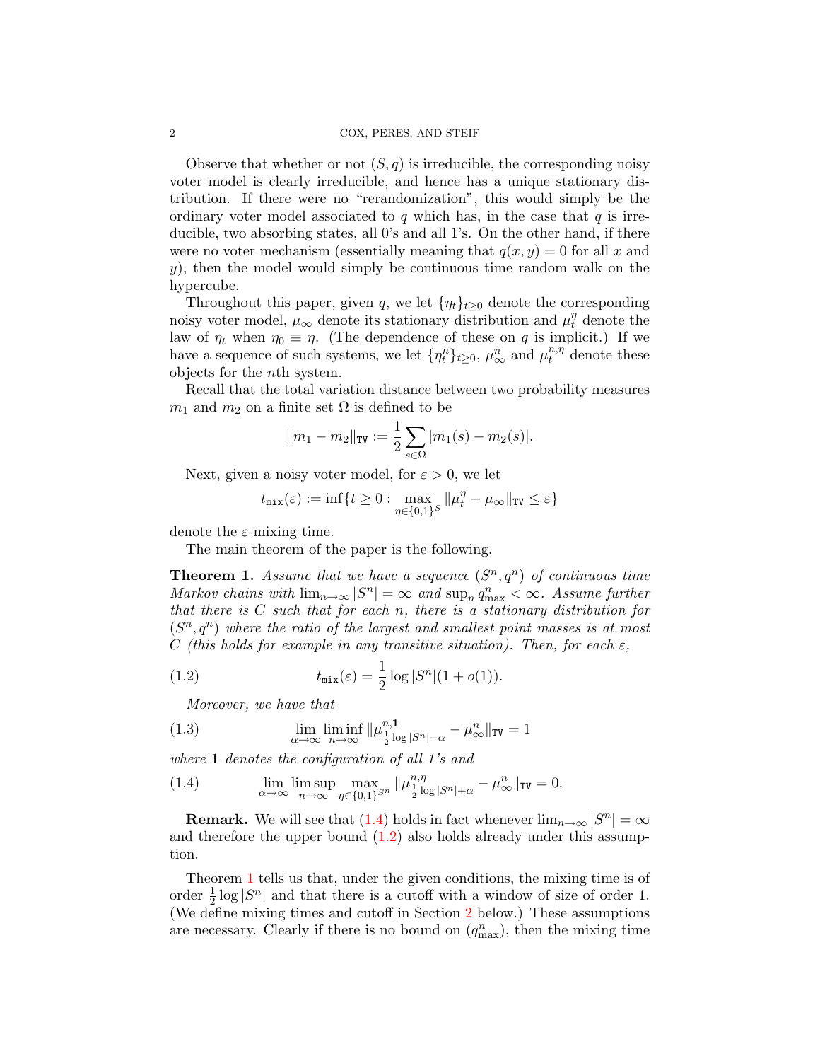Observe that whether or not $(S, q)$ is irreducible, the corresponding noisy voter model is clearly irreducible, and hence has a unique stationary distribution. If there were no "rerandomization", this would simply be the ordinary voter model associated to $q$ which has, in the case that $q$ is irreducible, two absorbing states, all 0's and all 1's. On the other hand, if there were no voter mechanism (essentially meaning that $q(x, y) = 0$ for all $x$ and $y$), then the model would simply be continuous time random walk on the hypercube.

Throughout this paper, given $q$, we let $\{\eta_t\}_{t\geq 0}$ denote the corresponding noisy voter model, $\mu_\infty$ denote its stationary distribution and $\mu_t^\eta$ denote the law of $\eta_t$ when $\eta_0 \equiv \eta$. (The dependence of these on $q$ is implicit.) If we have a sequence of such systems, we let $\{\eta_t^n\}_{t\geq 0}$, $\mu_\infty^n$ and $\mu_t^{n,\eta}$ denote these objects for the $n$th system.

Recall that the total variation distance between two probability measures $m_1$ and $m_2$ on a finite set $\Omega$ is defined to be

$$\|m_1 - m_2\|_{\mathtt{TV}} := \frac{1}{2}\sum_{s\in\Omega} |m_1(s) - m_2(s)|.$$

Next, given a noisy voter model, for $\varepsilon > 0$, we let

$$t_{\mathtt{mix}}(\varepsilon) := \inf\{t \geq 0 : \max_{\eta\in\{0,1\}^S} \|\mu_t^\eta - \mu_\infty\|_{\mathtt{TV}} \leq \varepsilon\}$$

denote the $\varepsilon$-mixing time.

The main theorem of the paper is the following.

**Theorem 1.** *Assume that we have a sequence $(S^n, q^n)$ of continuous time Markov chains with $\lim_{n\to\infty} |S^n| = \infty$ and $\sup_n q^n_{\max} < \infty$. Assume further that there is $C$ such that for each $n$, there is a stationary distribution for $(S^n, q^n)$ where the ratio of the largest and smallest point masses is at most $C$ (this holds for example in any transitive situation). Then, for each $\varepsilon$,*

$$t_{\mathtt{mix}}(\varepsilon) = \frac{1}{2}\log |S^n|(1 + o(1)). \tag{1.2}$$

*Moreover, we have that*

$$\lim_{\alpha\to\infty} \liminf_{n\to\infty} \|\mu^{n,\mathbf{1}}_{\frac{1}{2}\log|S^n|-\alpha} - \mu^n_\infty\|_{\mathtt{TV}} = 1 \tag{1.3}$$

*where $\mathbf{1}$ denotes the configuration of all 1's and*

$$\lim_{\alpha\to\infty} \limsup_{n\to\infty} \max_{\eta\in\{0,1\}^{S^n}} \|\mu^{n,\eta}_{\frac{1}{2}\log|S^n|+\alpha} - \mu^n_\infty\|_{\mathtt{TV}} = 0. \tag{1.4}$$

**Remark.** We will see that (1.4) holds in fact whenever $\lim_{n\to\infty} |S^n| = \infty$ and therefore the upper bound (1.2) also holds already under this assumption.

Theorem 1 tells us that, under the given conditions, the mixing time is of order $\frac{1}{2}\log|S^n|$ and that there is a cutoff with a window of size of order 1. (We define mixing times and cutoff in Section 2 below.) These assumptions are necessary. Clearly if there is no bound on $(q^n_{\max})$, then the mixing time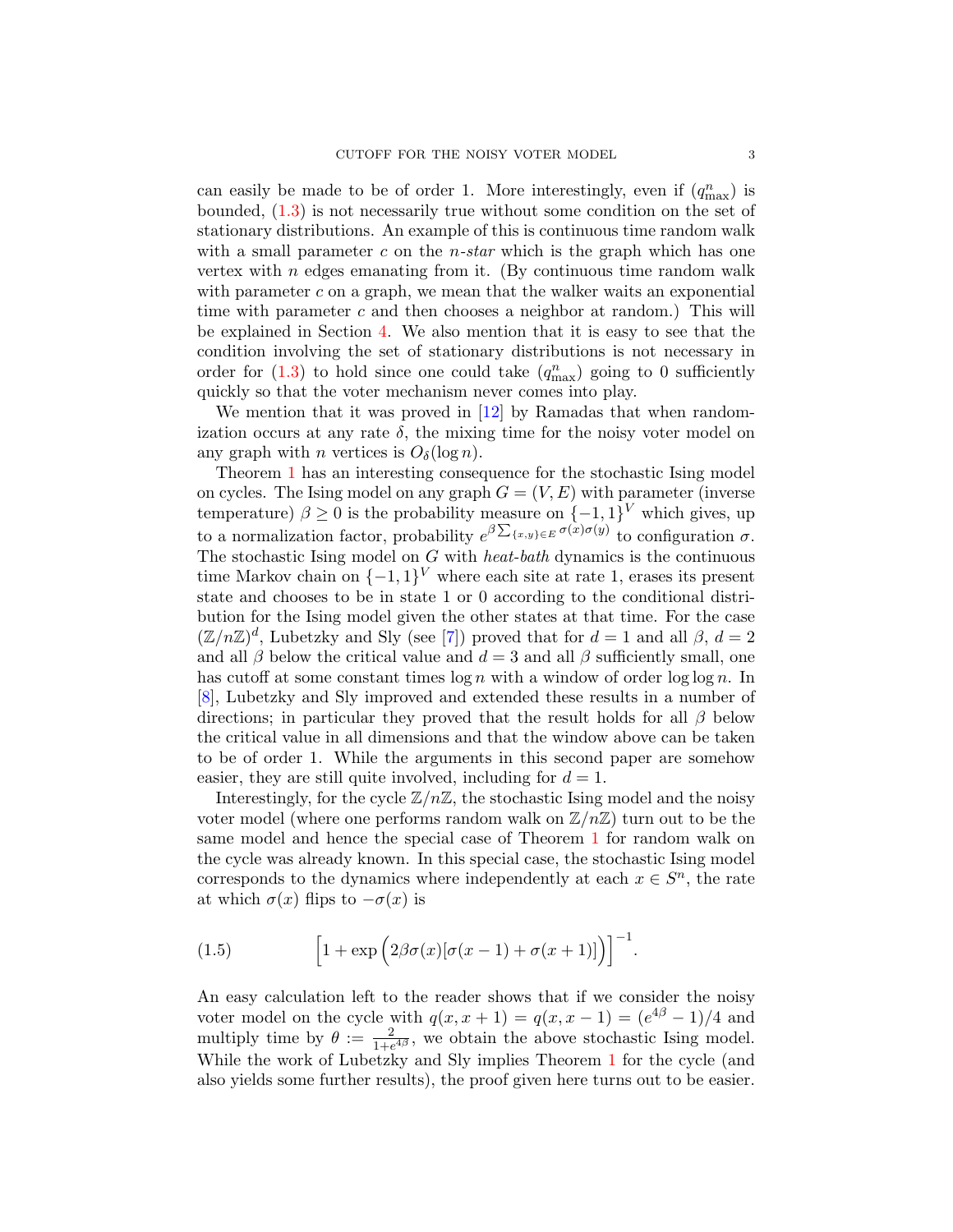can easily be made to be of order 1. More interestingly, even if $(q^n_{\max})$ is bounded, (1.3) is not necessarily true without some condition on the set of stationary distributions. An example of this is continuous time random walk with a small parameter $c$ on the $n$-*star* which is the graph which has one vertex with $n$ edges emanating from it. (By continuous time random walk with parameter $c$ on a graph, we mean that the walker waits an exponential time with parameter $c$ and then chooses a neighbor at random.) This will be explained in Section 4. We also mention that it is easy to see that the condition involving the set of stationary distributions is not necessary in order for (1.3) to hold since one could take $(q^n_{\max})$ going to 0 sufficiently quickly so that the voter mechanism never comes into play.

We mention that it was proved in [12] by Ramadas that when randomization occurs at any rate $\delta$, the mixing time for the noisy voter model on any graph with $n$ vertices is $O_\delta(\log n)$.

Theorem 1 has an interesting consequence for the stochastic Ising model on cycles. The Ising model on any graph $G = (V, E)$ with parameter (inverse temperature) $\beta \geq 0$ is the probability measure on $\{-1, 1\}^V$ which gives, up to a normalization factor, probability $e^{\beta \sum_{\{x,y\} \in E} \sigma(x)\sigma(y)}$ to configuration $\sigma$. The stochastic Ising model on $G$ with *heat-bath* dynamics is the continuous time Markov chain on $\{-1, 1\}^V$ where each site at rate 1, erases its present state and chooses to be in state 1 or 0 according to the conditional distribution for the Ising model given the other states at that time. For the case $(\mathbb{Z}/n\mathbb{Z})^d$, Lubetzky and Sly (see [7]) proved that for $d = 1$ and all $\beta$, $d = 2$ and all $\beta$ below the critical value and $d = 3$ and all $\beta$ sufficiently small, one has cutoff at some constant times $\log n$ with a window of order $\log \log n$. In [8], Lubetzky and Sly improved and extended these results in a number of directions; in particular they proved that the result holds for all $\beta$ below the critical value in all dimensions and that the window above can be taken to be of order 1. While the arguments in this second paper are somehow easier, they are still quite involved, including for $d = 1$.

Interestingly, for the cycle $\mathbb{Z}/n\mathbb{Z}$, the stochastic Ising model and the noisy voter model (where one performs random walk on $\mathbb{Z}/n\mathbb{Z}$) turn out to be the same model and hence the special case of Theorem 1 for random walk on the cycle was already known. In this special case, the stochastic Ising model corresponds to the dynamics where independently at each $x \in S^n$, the rate at which $\sigma(x)$ flips to $-\sigma(x)$ is

$$\left[1 + \exp\Big(2\beta\sigma(x)[\sigma(x-1) + \sigma(x+1)]\Big)\right]^{-1}. \tag{1.5}$$

An easy calculation left to the reader shows that if we consider the noisy voter model on the cycle with $q(x, x+1) = q(x, x-1) = (e^{4\beta} - 1)/4$ and multiply time by $\theta := \frac{2}{1+e^{4\beta}}$, we obtain the above stochastic Ising model. While the work of Lubetzky and Sly implies Theorem 1 for the cycle (and also yields some further results), the proof given here turns out to be easier.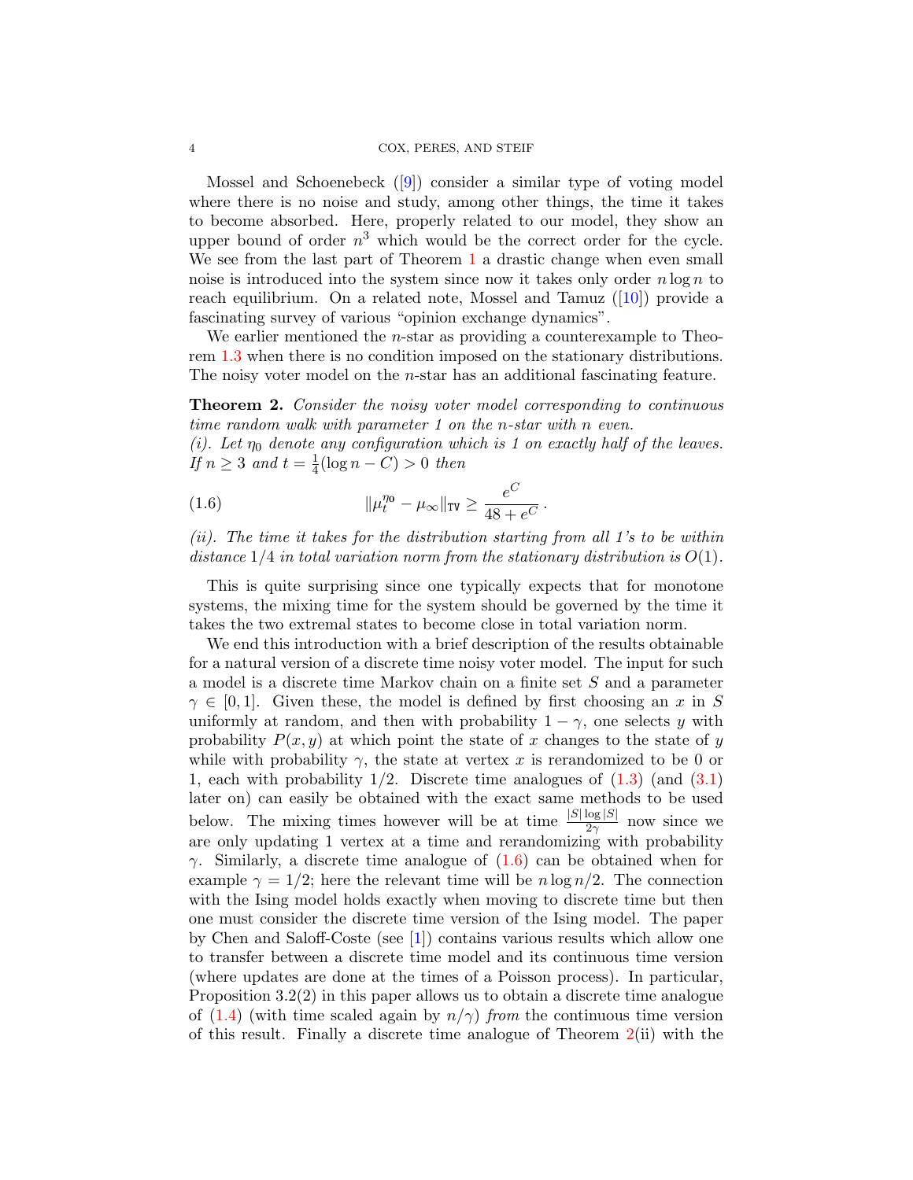Mossel and Schoenebeck ([9]) consider a similar type of voting model where there is no noise and study, among other things, the time it takes to become absorbed. Here, properly related to our model, they show an upper bound of order $n^3$ which would be the correct order for the cycle. We see from the last part of Theorem 1 a drastic change when even small noise is introduced into the system since now it takes only order $n \log n$ to reach equilibrium. On a related note, Mossel and Tamuz ([10]) provide a fascinating survey of various "opinion exchange dynamics".

We earlier mentioned the $n$-star as providing a counterexample to Theorem 1.3 when there is no condition imposed on the stationary distributions. The noisy voter model on the $n$-star has an additional fascinating feature.

**Theorem 2.** *Consider the noisy voter model corresponding to continuous time random walk with parameter 1 on the $n$-star with $n$ even.*
*(i). Let $\eta_0$ denote any configuration which is 1 on exactly half of the leaves. If $n \geq 3$ and $t = \frac{1}{4}(\log n - C) > 0$ then*

$$\|\mu_t^{\eta_0} - \mu_\infty\|_{\mathtt{TV}} \geq \frac{e^C}{48 + e^C}\,. \tag{1.6}$$

*(ii). The time it takes for the distribution starting from all 1's to be within distance $1/4$ in total variation norm from the stationary distribution is $O(1)$.*

This is quite surprising since one typically expects that for monotone systems, the mixing time for the system should be governed by the time it takes the two extremal states to become close in total variation norm.

We end this introduction with a brief description of the results obtainable for a natural version of a discrete time noisy voter model. The input for such a model is a discrete time Markov chain on a finite set $S$ and a parameter $\gamma \in [0, 1]$. Given these, the model is defined by first choosing an $x$ in $S$ uniformly at random, and then with probability $1 - \gamma$, one selects $y$ with probability $P(x, y)$ at which point the state of $x$ changes to the state of $y$ while with probability $\gamma$, the state at vertex $x$ is rerandomized to be 0 or 1, each with probability 1/2. Discrete time analogues of (1.3) (and (3.1) later on) can easily be obtained with the exact same methods to be used below. The mixing times however will be at time $\frac{|S| \log |S|}{2\gamma}$ now since we are only updating 1 vertex at a time and rerandomizing with probability $\gamma$. Similarly, a discrete time analogue of (1.6) can be obtained when for example $\gamma = 1/2$; here the relevant time will be $n \log n/2$. The connection with the Ising model holds exactly when moving to discrete time but then one must consider the discrete time version of the Ising model. The paper by Chen and Saloff-Coste (see [1]) contains various results which allow one to transfer between a discrete time model and its continuous time version (where updates are done at the times of a Poisson process). In particular, Proposition 3.2(2) in this paper allows us to obtain a discrete time analogue of (1.4) (with time scaled again by $n/\gamma$) *from* the continuous time version of this result. Finally a discrete time analogue of Theorem 2(ii) with the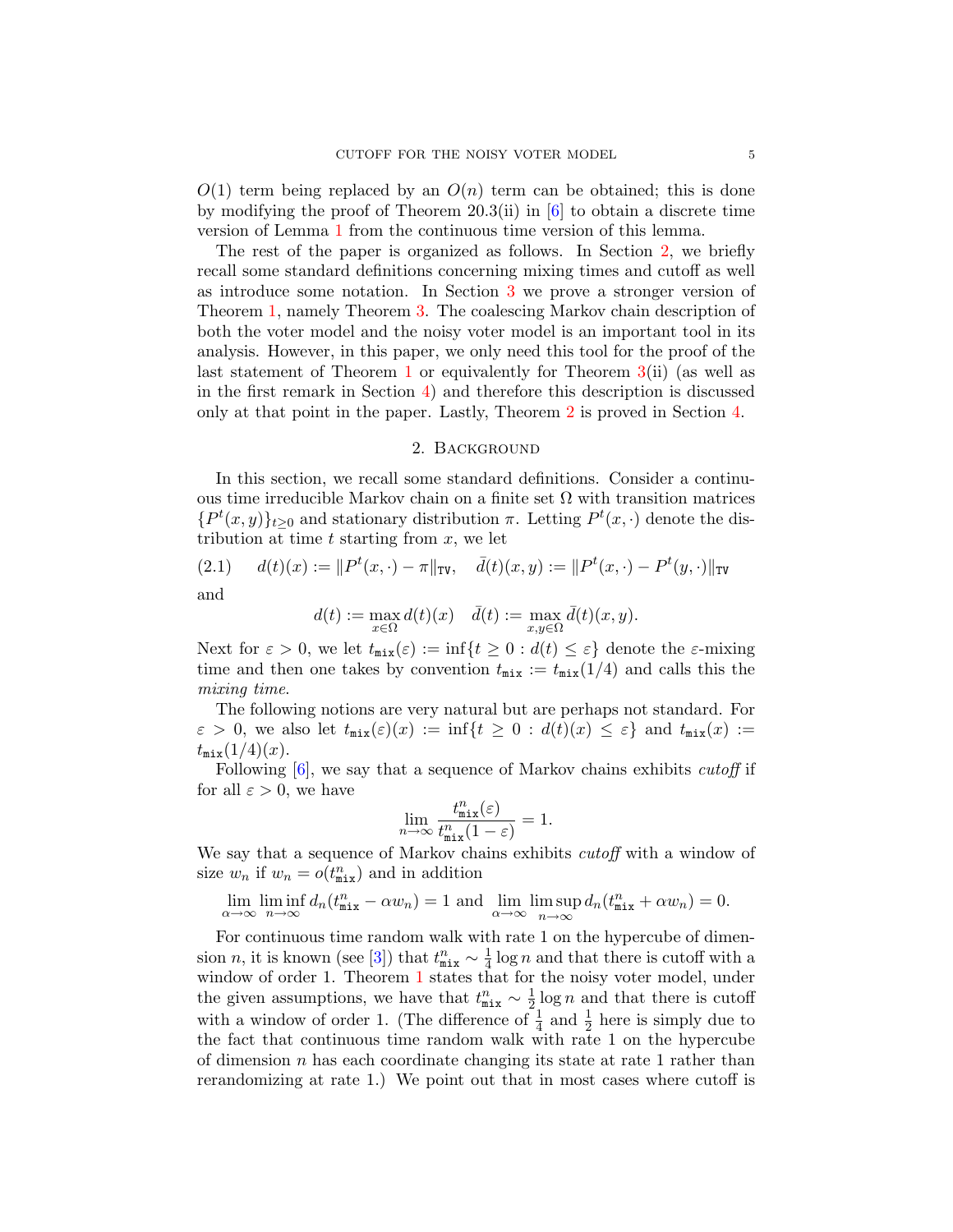$O(1)$ term being replaced by an $O(n)$ term can be obtained; this is done by modifying the proof of Theorem 20.3(ii) in [6] to obtain a discrete time version of Lemma 1 from the continuous time version of this lemma.

The rest of the paper is organized as follows. In Section 2, we briefly recall some standard definitions concerning mixing times and cutoff as well as introduce some notation. In Section 3 we prove a stronger version of Theorem 1, namely Theorem 3. The coalescing Markov chain description of both the voter model and the noisy voter model is an important tool in its analysis. However, in this paper, we only need this tool for the proof of the last statement of Theorem 1 or equivalently for Theorem 3(ii) (as well as in the first remark in Section 4) and therefore this description is discussed only at that point in the paper. Lastly, Theorem 2 is proved in Section 4.

## 2. Background

In this section, we recall some standard definitions. Consider a continuous time irreducible Markov chain on a finite set $\Omega$ with transition matrices $\{P^t(x,y)\}_{t\geq 0}$ and stationary distribution $\pi$. Letting $P^t(x,\cdot)$ denote the distribution at time $t$ starting from $x$, we let

$$d(t)(x) := \|P^t(x,\cdot)-\pi\|_{\mathtt{TV}}, \quad \bar{d}(t)(x,y) := \|P^t(x,\cdot)-P^t(y,\cdot)\|_{\mathtt{TV}} \tag{2.1}$$

and

$$d(t) := \max_{x\in\Omega} d(t)(x) \quad \bar{d}(t) := \max_{x,y\in\Omega} \bar{d}(t)(x,y).$$

Next for $\varepsilon > 0$, we let $t_{\mathtt{mix}}(\varepsilon) := \inf\{t \geq 0 : d(t) \leq \varepsilon\}$ denote the $\varepsilon$-mixing time and then one takes by convention $t_{\mathtt{mix}} := t_{\mathtt{mix}}(1/4)$ and calls this the *mixing time*.

The following notions are very natural but are perhaps not standard. For $\varepsilon > 0$, we also let $t_{\mathtt{mix}}(\varepsilon)(x) := \inf\{t \geq 0 : d(t)(x) \leq \varepsilon\}$ and $t_{\mathtt{mix}}(x) := t_{\mathtt{mix}}(1/4)(x)$.

Following [6], we say that a sequence of Markov chains exhibits *cutoff* if for all $\varepsilon > 0$, we have

$$\lim_{n\to\infty} \frac{t^n_{\mathtt{mix}}(\varepsilon)}{t^n_{\mathtt{mix}}(1-\varepsilon)} = 1.$$

We say that a sequence of Markov chains exhibits *cutoff* with a window of size $w_n$ if $w_n = o(t^n_{\mathtt{mix}})$ and in addition

$$\lim_{\alpha\to\infty} \liminf_{n\to\infty} d_n(t^n_{\mathtt{mix}} - \alpha w_n) = 1 \text{ and } \lim_{\alpha\to\infty} \limsup_{n\to\infty} d_n(t^n_{\mathtt{mix}} + \alpha w_n) = 0.$$

For continuous time random walk with rate 1 on the hypercube of dimension $n$, it is known (see [3]) that $t^n_{\mathtt{mix}} \sim \frac{1}{4}\log n$ and that there is cutoff with a window of order 1. Theorem 1 states that for the noisy voter model, under the given assumptions, we have that $t^n_{\mathtt{mix}} \sim \frac{1}{2}\log n$ and that there is cutoff with a window of order 1. (The difference of $\frac{1}{4}$ and $\frac{1}{2}$ here is simply due to the fact that continuous time random walk with rate 1 on the hypercube of dimension $n$ has each coordinate changing its state at rate 1 rather than rerandomizing at rate 1.) We point out that in most cases where cutoff is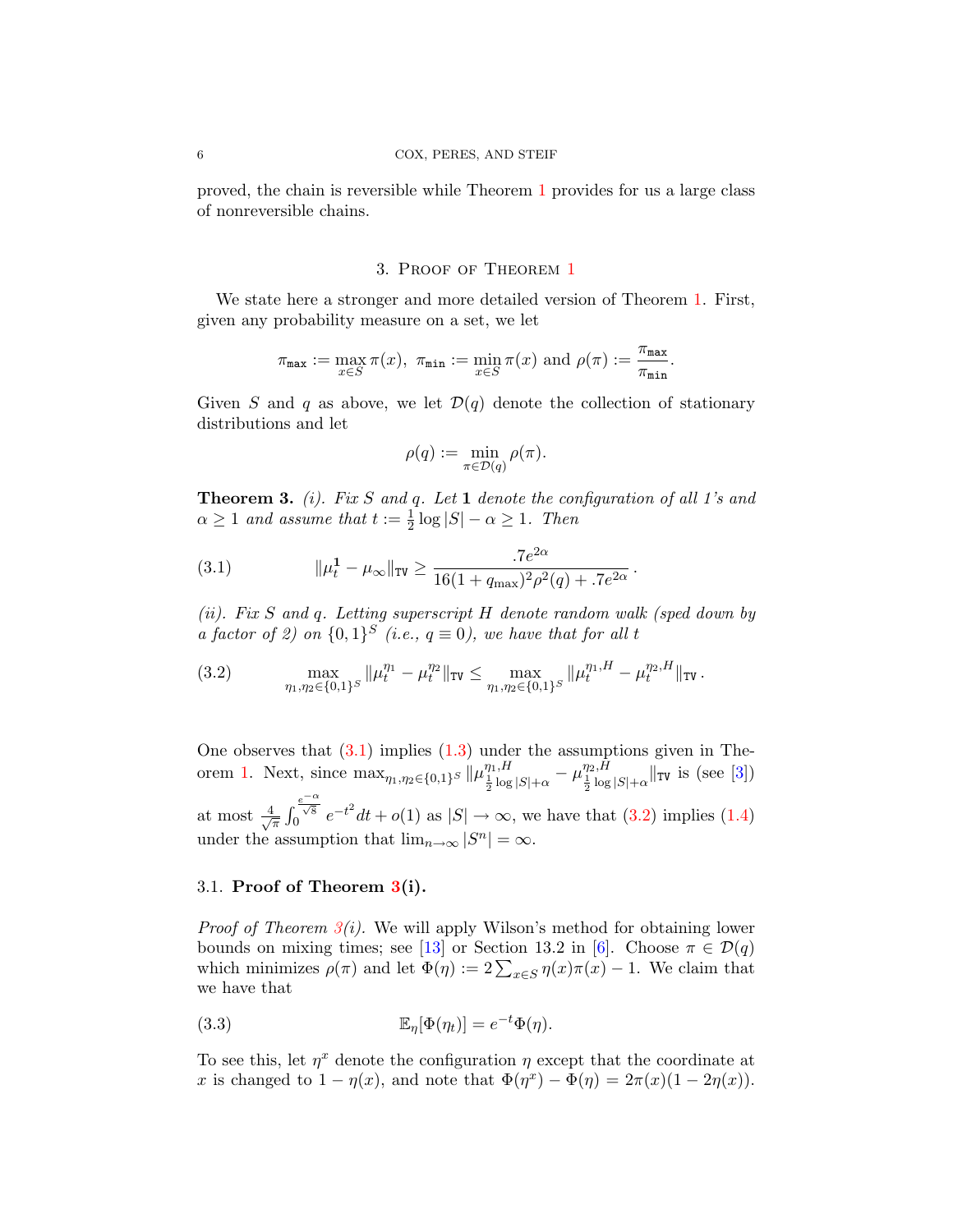proved, the chain is reversible while Theorem 1 provides for us a large class of nonreversible chains.

## 3. Proof of Theorem 1

We state here a stronger and more detailed version of Theorem 1. First, given any probability measure on a set, we let

$$\pi_{\mathtt{max}} := \max_{x \in S} \pi(x),\ \ \pi_{\mathtt{min}} := \min_{x \in S} \pi(x) \text{ and } \rho(\pi) := \frac{\pi_{\mathtt{max}}}{\pi_{\mathtt{min}}}.$$

Given $S$ and $q$ as above, we let $\mathcal{D}(q)$ denote the collection of stationary distributions and let

$$\rho(q) := \min_{\pi \in \mathcal{D}(q)} \rho(\pi).$$

**Theorem 3.** *(i). Fix $S$ and $q$. Let $\mathbf{1}$ denote the configuration of all 1's and $\alpha \geq 1$ and assume that $t := \frac{1}{2}\log|S| - \alpha \geq 1$. Then*

$$\|\mu_t^{\mathbf{1}} - \mu_\infty\|_{\mathtt{TV}} \geq \frac{.7e^{2\alpha}}{16(1+q_{\max})^2\rho^2(q) + .7e^{2\alpha}}. \tag{3.1}$$

*(ii). Fix $S$ and $q$. Letting superscript $H$ denote random walk (sped down by a factor of 2) on $\{0,1\}^S$ (i.e., $q \equiv 0$), we have that for all $t$*

$$\max_{\eta_1,\eta_2 \in \{0,1\}^S} \|\mu_t^{\eta_1} - \mu_t^{\eta_2}\|_{\mathtt{TV}} \leq \max_{\eta_1,\eta_2 \in \{0,1\}^S} \|\mu_t^{\eta_1,H} - \mu_t^{\eta_2,H}\|_{\mathtt{TV}}. \tag{3.2}$$

One observes that (3.1) implies (1.3) under the assumptions given in Theorem 1. Next, since $\max_{\eta_1,\eta_2 \in \{0,1\}^S} \|\mu^{\eta_1,H}_{\frac{1}{2}\log|S|+\alpha} - \mu^{\eta_2,H}_{\frac{1}{2}\log|S|+\alpha}\|_{\mathtt{TV}}$ is (see [3]) at most $\frac{4}{\sqrt{\pi}}\int_0^{\frac{e^{-\alpha}}{\sqrt{8}}} e^{-t^2}dt + o(1)$ as $|S| \to \infty$, we have that (3.2) implies (1.4) under the assumption that $\lim_{n\to\infty}|S^n| = \infty$.

### 3.1. Proof of Theorem 3(i).

*Proof of Theorem 3(i).* We will apply Wilson's method for obtaining lower bounds on mixing times; see [13] or Section 13.2 in [6]. Choose $\pi \in \mathcal{D}(q)$ which minimizes $\rho(\pi)$ and let $\Phi(\eta) := 2\sum_{x\in S}\eta(x)\pi(x) - 1$. We claim that we have that

$$\mathbb{E}_\eta[\Phi(\eta_t)] = e^{-t}\Phi(\eta). \tag{3.3}$$

To see this, let $\eta^x$ denote the configuration $\eta$ except that the coordinate at $x$ is changed to $1-\eta(x)$, and note that $\Phi(\eta^x) - \Phi(\eta) = 2\pi(x)(1-2\eta(x))$.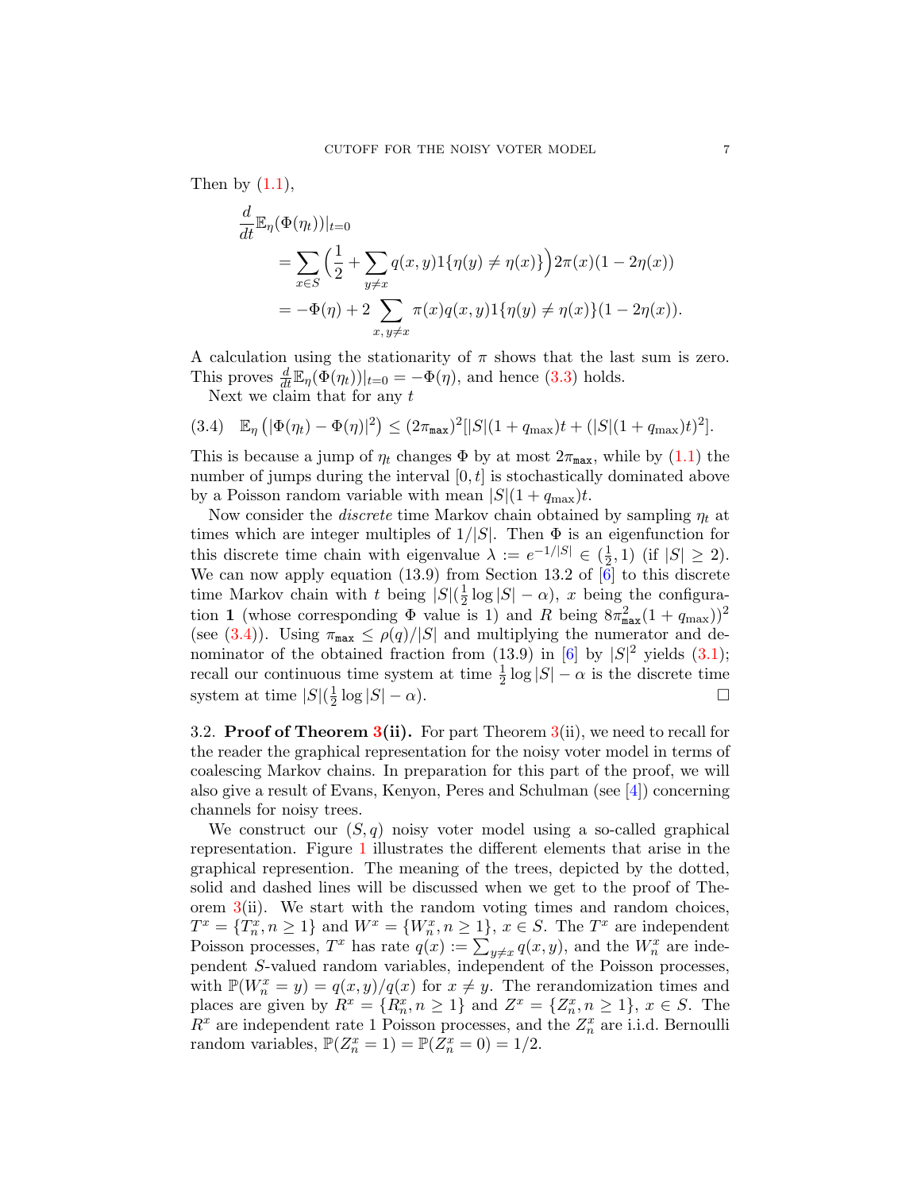Then by (1.1),

$$
\begin{aligned}
&\frac{d}{dt}\mathbb{E}_\eta(\Phi(\eta_t))|_{t=0} \\
&\quad = \sum_{x\in S}\Big(\frac{1}{2} + \sum_{y\neq x} q(x,y)1\{\eta(y)\neq\eta(x)\}\Big)2\pi(x)(1-2\eta(x)) \\
&\quad = -\Phi(\eta) + 2\sum_{x,\,y\neq x}\pi(x)q(x,y)1\{\eta(y)\neq\eta(x)\}(1-2\eta(x)).
\end{aligned}
$$

A calculation using the stationarity of $\pi$ shows that the last sum is zero. This proves $\frac{d}{dt}\mathbb{E}_\eta(\Phi(\eta_t))|_{t=0} = -\Phi(\eta)$, and hence (3.3) holds.

Next we claim that for any $t$

$$
(3.4)\quad \mathbb{E}_\eta\left(|\Phi(\eta_t)-\Phi(\eta)|^2\right) \leq (2\pi_{\mathtt{max}})^2[|S|(1+q_{\max})t + (|S|(1+q_{\max})t)^2].
$$

This is because a jump of $\eta_t$ changes $\Phi$ by at most $2\pi_{\mathtt{max}}$, while by (1.1) the number of jumps during the interval $[0,t]$ is stochastically dominated above by a Poisson random variable with mean $|S|(1+q_{\max})t$.

Now consider the *discrete* time Markov chain obtained by sampling $\eta_t$ at times which are integer multiples of $1/|S|$. Then $\Phi$ is an eigenfunction for this discrete time chain with eigenvalue $\lambda := e^{-1/|S|} \in (\frac{1}{2}, 1)$ (if $|S|\geq 2$). We can now apply equation (13.9) from Section 13.2 of [6] to this discrete time Markov chain with $t$ being $|S|(\frac{1}{2}\log|S| - \alpha)$, $x$ being the configuration $\mathbf{1}$ (whose corresponding $\Phi$ value is 1) and $R$ being $8\pi_{\mathtt{max}}^2(1+q_{\max}))^2$ (see (3.4)). Using $\pi_{\mathtt{max}} \leq \rho(q)/|S|$ and multiplying the numerator and denominator of the obtained fraction from (13.9) in [6] by $|S|^2$ yields (3.1); recall our continuous time system at time $\frac{1}{2}\log|S| - \alpha$ is the discrete time system at time $|S|(\frac{1}{2}\log|S| - \alpha)$. □

3.2. **Proof of Theorem 3(ii).** For part Theorem 3(ii), we need to recall for the reader the graphical representation for the noisy voter model in terms of coalescing Markov chains. In preparation for this part of the proof, we will also give a result of Evans, Kenyon, Peres and Schulman (see [4]) concerning channels for noisy trees.

We construct our $(S,q)$ noisy voter model using a so-called graphical representation. Figure 1 illustrates the different elements that arise in the graphical represention. The meaning of the trees, depicted by the dotted, solid and dashed lines will be discussed when we get to the proof of Theorem 3(ii). We start with the random voting times and random choices, $T^x = \{T_n^x, n\geq 1\}$ and $W^x = \{W_n^x, n\geq 1\}$, $x\in S$. The $T^x$ are independent Poisson processes, $T^x$ has rate $q(x) := \sum_{y\neq x} q(x,y)$, and the $W_n^x$ are independent $S$-valued random variables, independent of the Poisson processes, with $\mathbb{P}(W_n^x = y) = q(x,y)/q(x)$ for $x\neq y$. The rerandomization times and places are given by $R^x = \{R_n^x, n\geq 1\}$ and $Z^x = \{Z_n^x, n\geq 1\}$, $x\in S$. The $R^x$ are independent rate 1 Poisson processes, and the $Z_n^x$ are i.i.d. Bernoulli random variables, $\mathbb{P}(Z_n^x = 1) = \mathbb{P}(Z_n^x = 0) = 1/2$.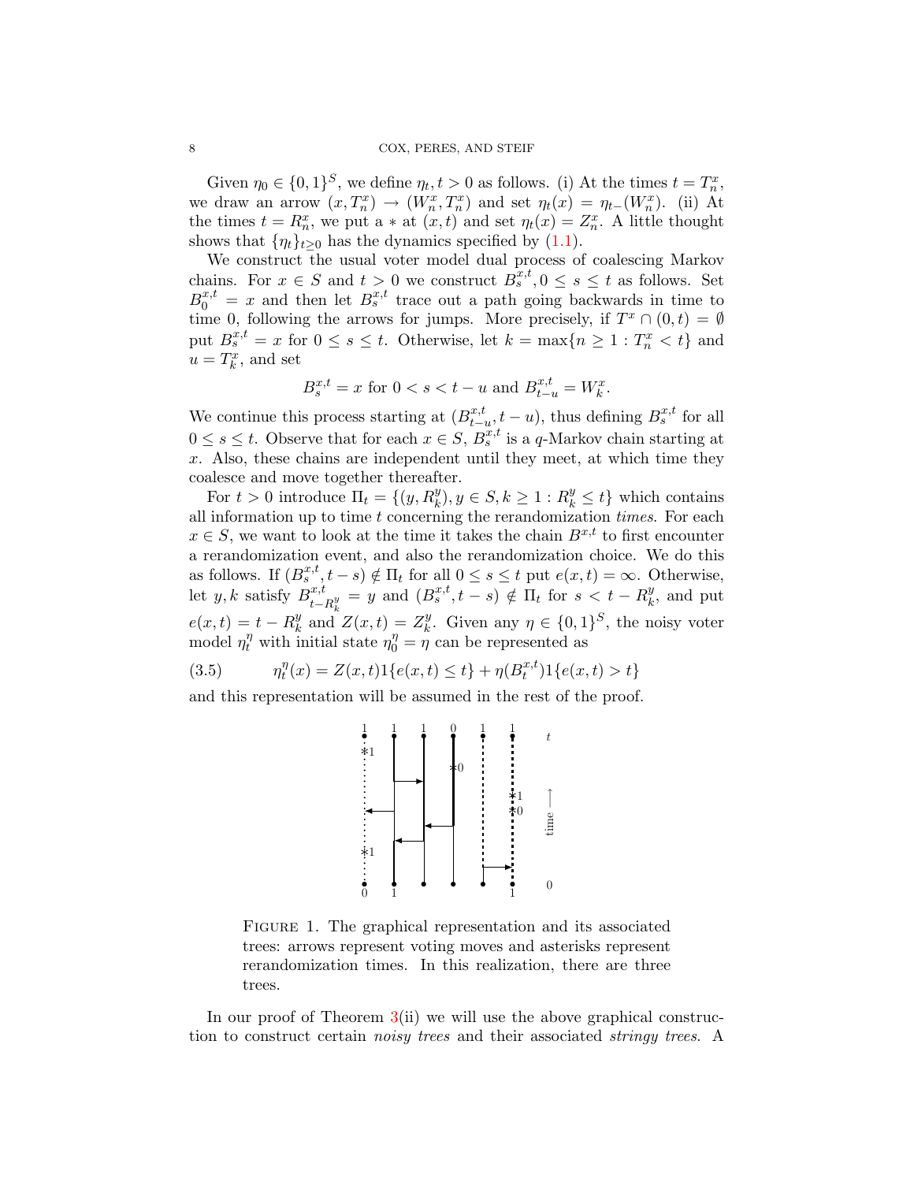Given $\eta_0 \in \{0,1\}^S$, we define $\eta_t, t > 0$ as follows. (i) At the times $t = T_n^x$, we draw an arrow $(x, T_n^x) \to (W_n^x, T_n^x)$ and set $\eta_t(x) = \eta_{t-}(W_n^x)$. (ii) At the times $t = R_n^x$, we put a $*$ at $(x,t)$ and set $\eta_t(x) = Z_n^x$. A little thought shows that $\{\eta_t\}_{t\geq 0}$ has the dynamics specified by (1.1).

We construct the usual voter model dual process of coalescing Markov chains. For $x \in S$ and $t > 0$ we construct $B_s^{x,t}, 0 \leq s \leq t$ as follows. Set $B_0^{x,t} = x$ and then let $B_s^{x,t}$ trace out a path going backwards in time to time 0, following the arrows for jumps. More precisely, if $T^x \cap (0,t) = \emptyset$ put $B_s^{x,t} = x$ for $0 \leq s \leq t$. Otherwise, let $k = \max\{n \geq 1 : T_n^x < t\}$ and $u = T_k^x$, and set

$$B_s^{x,t} = x \text{ for } 0 < s < t - u \text{ and } B_{t-u}^{x,t} = W_k^x.$$

We continue this process starting at $(B_{t-u}^{x,t}, t-u)$, thus defining $B_s^{x,t}$ for all $0 \leq s \leq t$. Observe that for each $x \in S$, $B_s^{x,t}$ is a $q$-Markov chain starting at $x$. Also, these chains are independent until they meet, at which time they coalesce and move together thereafter.

For $t > 0$ introduce $\Pi_t = \{(y, R_k^y), y \in S, k \geq 1 : R_k^y \leq t\}$ which contains all information up to time $t$ concerning the rerandomization *times*. For each $x \in S$, we want to look at the time it takes the chain $B^{x,t}$ to first encounter a rerandomization event, and also the rerandomization choice. We do this as follows. If $(B_s^{x,t}, t-s) \notin \Pi_t$ for all $0 \leq s \leq t$ put $e(x,t) = \infty$. Otherwise, let $y, k$ satisfy $B_{t-R_k^y}^{x,t} = y$ and $(B_s^{x,t}, t-s) \notin \Pi_t$ for $s < t - R_k^y$, and put $e(x,t) = t - R_k^y$ and $Z(x,t) = Z_k^y$. Given any $\eta \in \{0,1\}^S$, the noisy voter model $\eta_t^\eta$ with initial state $\eta_0^\eta = \eta$ can be represented as

$$\eta_t^\eta(x) = Z(x,t)1\{e(x,t) \leq t\} + \eta(B_t^{x,t})1\{e(x,t) > t\} \tag{3.5}$$

and this representation will be assumed in the rest of the proof.

Figure 1. The graphical representation and its associated trees: arrows represent voting moves and asterisks represent rerandomization times. In this realization, there are three trees.

In our proof of Theorem 3(ii) we will use the above graphical construction to construct certain *noisy trees* and their associated *stringy trees*. A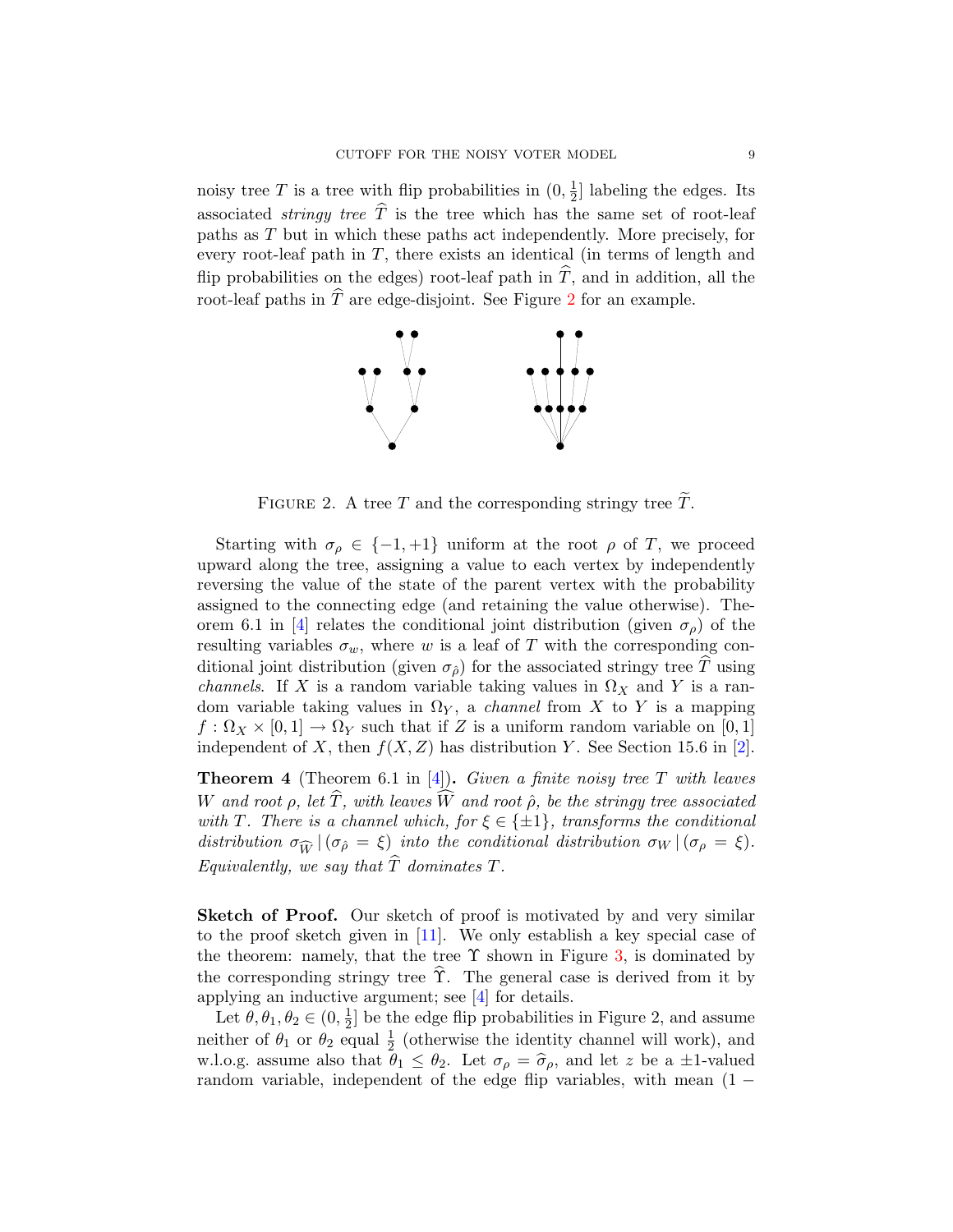noisy tree $T$ is a tree with flip probabilities in $(0, \frac{1}{2}]$ labeling the edges. Its associated *stringy tree* $\widehat{T}$ is the tree which has the same set of root-leaf paths as $T$ but in which these paths act independently. More precisely, for every root-leaf path in $T$, there exists an identical (in terms of length and flip probabilities on the edges) root-leaf path in $\widehat{T}$, and in addition, all the root-leaf paths in $\widehat{T}$ are edge-disjoint. See Figure 2 for an example.

FIGURE 2. A tree $T$ and the corresponding stringy tree $\widetilde{T}$.

Starting with $\sigma_\rho \in \{-1, +1\}$ uniform at the root $\rho$ of $T$, we proceed upward along the tree, assigning a value to each vertex by independently reversing the value of the state of the parent vertex with the probability assigned to the connecting edge (and retaining the value otherwise). Theorem 6.1 in [4] relates the conditional joint distribution (given $\sigma_\rho$) of the resulting variables $\sigma_w$, where $w$ is a leaf of $T$ with the corresponding conditional joint distribution (given $\sigma_{\hat{\rho}}$) for the associated stringy tree $\widehat{T}$ using *channels*. If $X$ is a random variable taking values in $\Omega_X$ and $Y$ is a random variable taking values in $\Omega_Y$, a *channel* from $X$ to $Y$ is a mapping $f : \Omega_X \times [0, 1] \to \Omega_Y$ such that if $Z$ is a uniform random variable on $[0, 1]$ independent of $X$, then $f(X, Z)$ has distribution $Y$. See Section 15.6 in [2].

**Theorem 4** (Theorem 6.1 in [4])**.** *Given a finite noisy tree $T$ with leaves $W$ and root $\rho$, let $\widehat{T}$, with leaves $\widehat{W}$ and root $\hat{\rho}$, be the stringy tree associated with $T$. There is a channel which, for $\xi \in \{\pm 1\}$, transforms the conditional distribution $\sigma_{\widehat{W}} \,|\, (\sigma_{\hat{\rho}} = \xi)$ into the conditional distribution $\sigma_W \,|\, (\sigma_\rho = \xi)$. Equivalently, we say that $\widehat{T}$ dominates $T$.*

**Sketch of Proof.** Our sketch of proof is motivated by and very similar to the proof sketch given in [11]. We only establish a key special case of the theorem: namely, that the tree $\Upsilon$ shown in Figure 3, is dominated by the corresponding stringy tree $\widehat{\Upsilon}$. The general case is derived from it by applying an inductive argument; see [4] for details.

Let $\theta, \theta_1, \theta_2 \in (0, \frac{1}{2}]$ be the edge flip probabilities in Figure 2, and assume neither of $\theta_1$ or $\theta_2$ equal $\frac{1}{2}$ (otherwise the identity channel will work), and w.l.o.g. assume also that $\theta_1 \leq \theta_2$. Let $\sigma_\rho = \widehat{\sigma}_\rho$, and let $z$ be a $\pm 1$-valued random variable, independent of the edge flip variables, with mean $(1 -$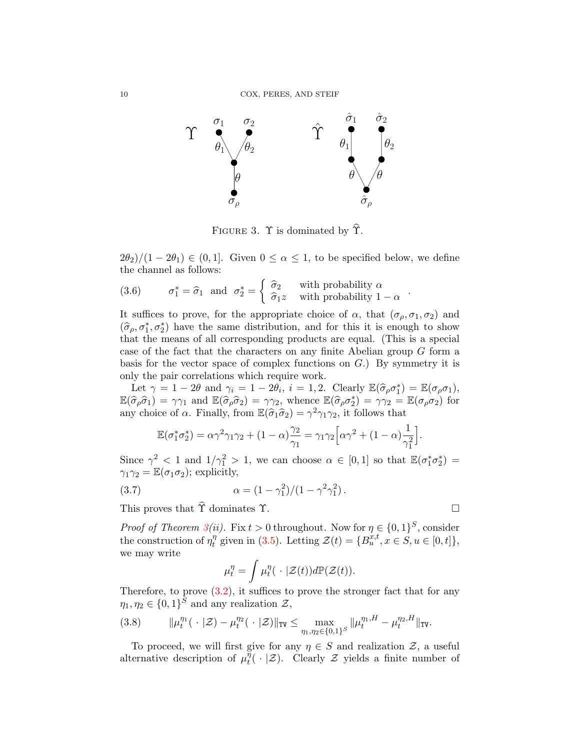FIGURE 3. $\Upsilon$ is dominated by $\widehat{\Upsilon}$.

$2\theta_2)/(1-2\theta_1) \in (0,1]$. Given $0 \le \alpha \le 1$, to be specified below, we define the channel as follows:

$$\sigma_1^* = \widehat{\sigma}_1 \ \text{ and } \ \sigma_2^* = \begin{cases} \widehat{\sigma}_2 & \text{with probability } \alpha \\ \widehat{\sigma}_1 z & \text{with probability } 1-\alpha \end{cases}. \tag{3.6}$$

It suffices to prove, for the appropriate choice of $\alpha$, that $(\sigma_\rho, \sigma_1, \sigma_2)$ and $(\widehat{\sigma}_\rho, \sigma_1^*, \sigma_2^*)$ have the same distribution, and for this it is enough to show that the means of all corresponding products are equal. (This is a special case of the fact that the characters on any finite Abelian group $G$ form a basis for the vector space of complex functions on $G$.) By symmetry it is only the pair correlations which require work.

Let $\gamma = 1-2\theta$ and $\gamma_i = 1-2\theta_i$, $i=1,2$. Clearly $\mathbb{E}(\widehat{\sigma}_\rho \sigma_1^*) = \mathbb{E}(\sigma_\rho \sigma_1)$, $\mathbb{E}(\widehat{\sigma}_\rho \widehat{\sigma}_1) = \gamma\gamma_1$ and $\mathbb{E}(\widehat{\sigma}_\rho \widehat{\sigma}_2) = \gamma\gamma_2$, whence $\mathbb{E}(\widehat{\sigma}_\rho \sigma_2^*) = \gamma\gamma_2 = \mathbb{E}(\sigma_\rho\sigma_2)$ for any choice of $\alpha$. Finally, from $\mathbb{E}(\widehat{\sigma}_1\widehat{\sigma}_2) = \gamma^2\gamma_1\gamma_2$, it follows that

$$\mathbb{E}(\sigma_1^*\sigma_2^*) = \alpha\gamma^2\gamma_1\gamma_2 + (1-\alpha)\frac{\gamma_2}{\gamma_1} = \gamma_1\gamma_2\Big[\alpha\gamma^2 + (1-\alpha)\frac{1}{\gamma_1^2}\Big].$$

Since $\gamma^2 < 1$ and $1/\gamma_1^2 > 1$, we can choose $\alpha \in [0,1]$ so that $\mathbb{E}(\sigma_1^*\sigma_2^*) = \gamma_1\gamma_2 = \mathbb{E}(\sigma_1\sigma_2)$; explicitly,

$$\alpha = (1-\gamma_1^2)/(1-\gamma^2\gamma_1^2)\,. \tag{3.7}$$

This proves that $\widehat{\Upsilon}$ dominates $\Upsilon$. □

*Proof of Theorem 3(ii).* Fix $t > 0$ throughout. Now for $\eta \in \{0,1\}^S$, consider the construction of $\eta_t^\eta$ given in (3.5). Letting $\mathcal{Z}(t) = \{B_u^{x,t}, x \in S, u \in [0,t]\}$, we may write

$$\mu_t^\eta = \int \mu_t^\eta(\,\cdot\,|\mathcal{Z}(t))d\mathbb{P}(\mathcal{Z}(t)).$$

Therefore, to prove (3.2), it suffices to prove the stronger fact that for any $\eta_1, \eta_2 \in \{0,1\}^S$ and any realization $\mathcal{Z}$,

$$\|\mu_t^{\eta_1}(\,\cdot\,|\mathcal{Z}) - \mu_t^{\eta_2}(\,\cdot\,|\mathcal{Z})\|_{\mathtt{TV}} \le \max_{\eta_1,\eta_2\in\{0,1\}^S} \|\mu_t^{\eta_1,H} - \mu_t^{\eta_2,H}\|_{\mathtt{TV}}. \tag{3.8}$$

To proceed, we will first give for any $\eta \in S$ and realization $\mathcal{Z}$, a useful alternative description of $\mu_t^\eta(\,\cdot\,|\mathcal{Z})$. Clearly $\mathcal{Z}$ yields a finite number of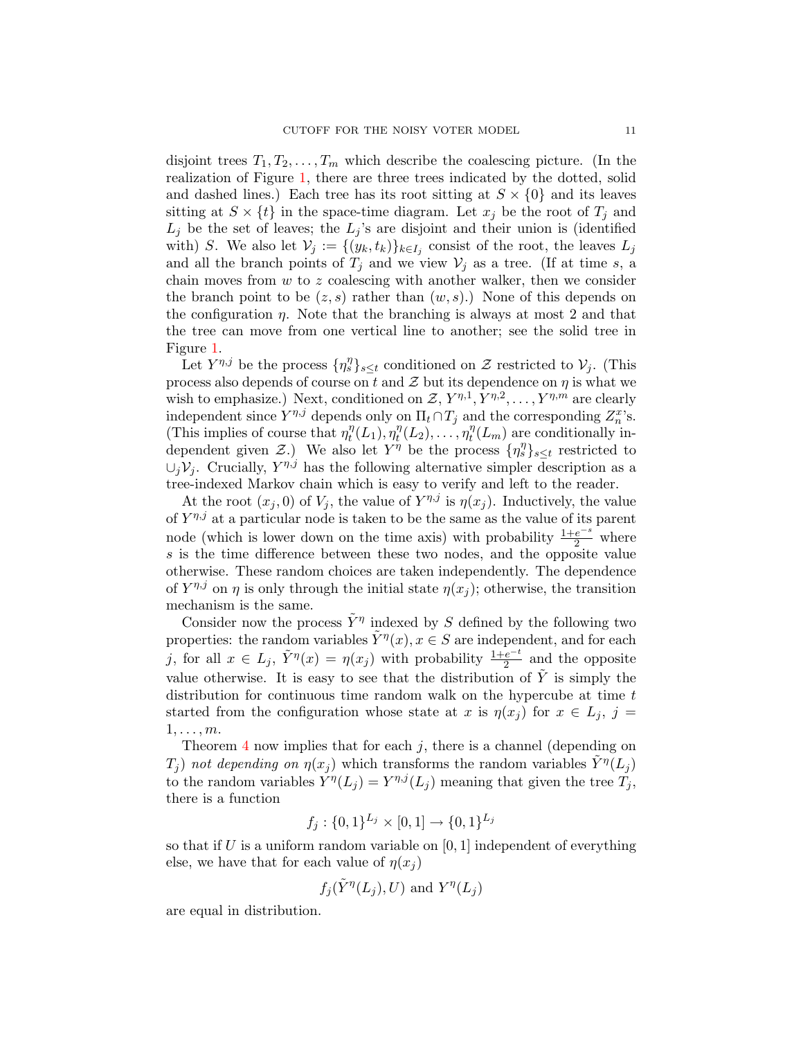disjoint trees $T_1, T_2, \ldots, T_m$ which describe the coalescing picture. (In the realization of Figure 1, there are three trees indicated by the dotted, solid and dashed lines.) Each tree has its root sitting at $S \times \{0\}$ and its leaves sitting at $S \times \{t\}$ in the space-time diagram. Let $x_j$ be the root of $T_j$ and $L_j$ be the set of leaves; the $L_j$'s are disjoint and their union is (identified with) $S$. We also let $\mathcal{V}_j := \{(y_k, t_k)\}_{k \in I_j}$ consist of the root, the leaves $L_j$ and all the branch points of $T_j$ and we view $\mathcal{V}_j$ as a tree. (If at time $s$, a chain moves from $w$ to $z$ coalescing with another walker, then we consider the branch point to be $(z, s)$ rather than $(w, s)$.) None of this depends on the configuration $\eta$. Note that the branching is always at most 2 and that the tree can move from one vertical line to another; see the solid tree in Figure 1.

Let $Y^{\eta,j}$ be the process $\{\eta_s^\eta\}_{s \le t}$ conditioned on $\mathcal{Z}$ restricted to $\mathcal{V}_j$. (This process also depends of course on $t$ and $\mathcal{Z}$ but its dependence on $\eta$ is what we wish to emphasize.) Next, conditioned on $\mathcal{Z}$, $Y^{\eta,1}, Y^{\eta,2}, \ldots, Y^{\eta,m}$ are clearly independent since $Y^{\eta,j}$ depends only on $\Pi_t \cap T_j$ and the corresponding $Z_n^x$'s. (This implies of course that $\eta_t^\eta(L_1), \eta_t^\eta(L_2), \ldots, \eta_t^\eta(L_m)$ are conditionally independent given $\mathcal{Z}$.) We also let $Y^\eta$ be the process $\{\eta_s^\eta\}_{s \le t}$ restricted to $\cup_j \mathcal{V}_j$. Crucially, $Y^{\eta,j}$ has the following alternative simpler description as a tree-indexed Markov chain which is easy to verify and left to the reader.

At the root $(x_j, 0)$ of $V_j$, the value of $Y^{\eta,j}$ is $\eta(x_j)$. Inductively, the value of $Y^{\eta,j}$ at a particular node is taken to be the same as the value of its parent node (which is lower down on the time axis) with probability $\frac{1+e^{-s}}{2}$ where $s$ is the time difference between these two nodes, and the opposite value otherwise. These random choices are taken independently. The dependence of $Y^{\eta,j}$ on $\eta$ is only through the initial state $\eta(x_j)$; otherwise, the transition mechanism is the same.

Consider now the process $\tilde{Y}^\eta$ indexed by $S$ defined by the following two properties: the random variables $\tilde{Y}^\eta(x), x \in S$ are independent, and for each $j$, for all $x \in L_j$, $\tilde{Y}^\eta(x) = \eta(x_j)$ with probability $\frac{1+e^{-t}}{2}$ and the opposite value otherwise. It is easy to see that the distribution of $\tilde{Y}$ is simply the distribution for continuous time random walk on the hypercube at time $t$ started from the configuration whose state at $x$ is $\eta(x_j)$ for $x \in L_j$, $j = 1, \ldots, m$.

Theorem 4 now implies that for each $j$, there is a channel (depending on $T_j$) *not depending on* $\eta(x_j)$ which transforms the random variables $\tilde{Y}^\eta(L_j)$ to the random variables $Y^\eta(L_j) = Y^{\eta,j}(L_j)$ meaning that given the tree $T_j$, there is a function

$$f_j : \{0,1\}^{L_j} \times [0,1] \to \{0,1\}^{L_j}$$

so that if $U$ is a uniform random variable on $[0,1]$ independent of everything else, we have that for each value of $\eta(x_j)$

$$f_j(\tilde{Y}^\eta(L_j), U) \text{ and } Y^\eta(L_j)$$

are equal in distribution.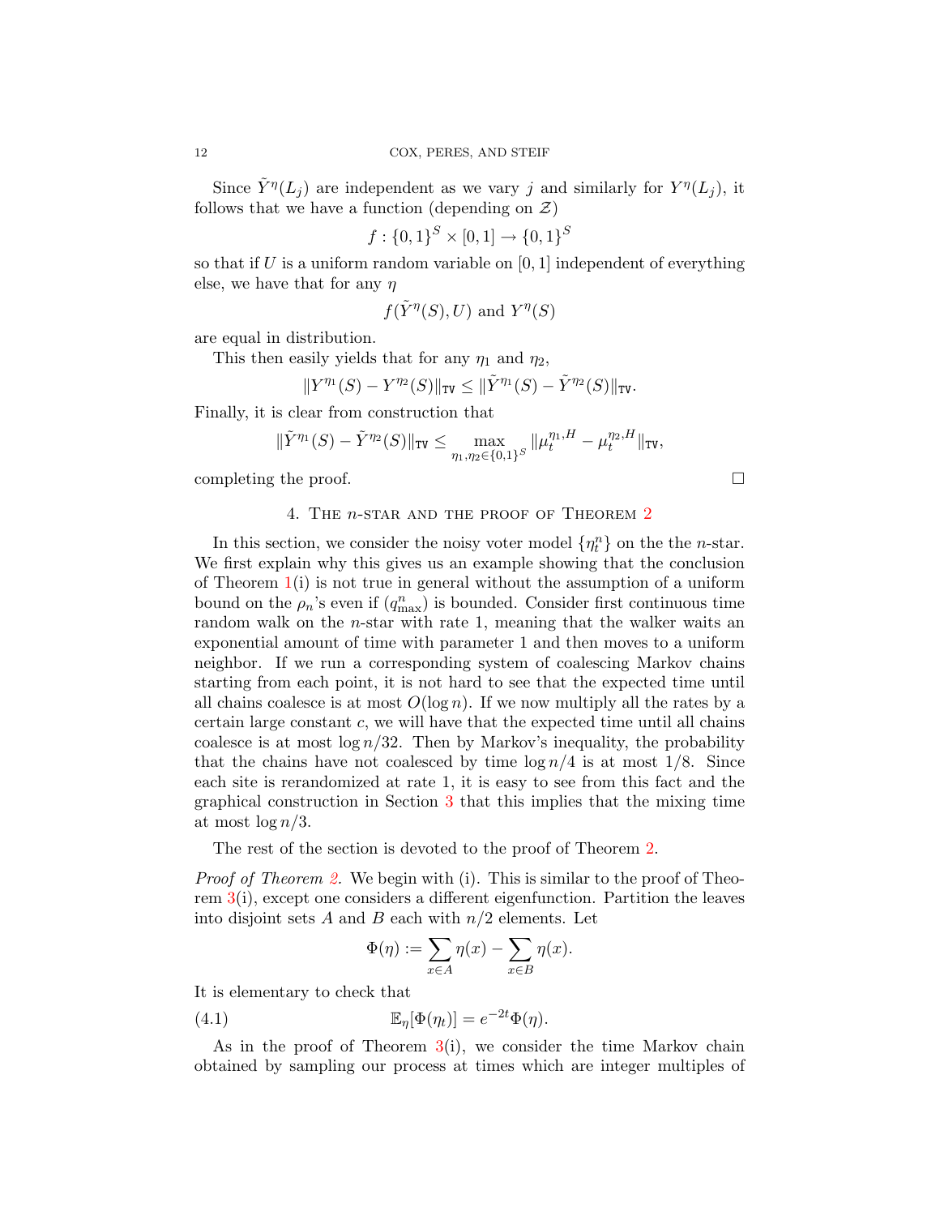Since $\tilde{Y}^{\eta}(L_j)$ are independent as we vary $j$ and similarly for $Y^{\eta}(L_j)$, it follows that we have a function (depending on $\mathcal{Z}$)

$$f : \{0,1\}^S \times [0,1] \to \{0,1\}^S$$

so that if $U$ is a uniform random variable on $[0,1]$ independent of everything else, we have that for any $\eta$

$$f(\tilde{Y}^{\eta}(S), U) \text{ and } Y^{\eta}(S)$$

are equal in distribution.

This then easily yields that for any $\eta_1$ and $\eta_2$,

$$\|Y^{\eta_1}(S) - Y^{\eta_2}(S)\|_{\texttt{TV}} \leq \|\tilde{Y}^{\eta_1}(S) - \tilde{Y}^{\eta_2}(S)\|_{\texttt{TV}}.$$

Finally, it is clear from construction that

$$\|\tilde{Y}^{\eta_1}(S) - \tilde{Y}^{\eta_2}(S)\|_{\texttt{TV}} \leq \max_{\eta_1,\eta_2 \in \{0,1\}^S} \|\mu_t^{\eta_1,H} - \mu_t^{\eta_2,H}\|_{\texttt{TV}},$$

completing the proof. □

## 4. The $n$-star and the proof of Theorem 2

In this section, we consider the noisy voter model $\{\eta_t^n\}$ on the the $n$-star. We first explain why this gives us an example showing that the conclusion of Theorem 1(i) is not true in general without the assumption of a uniform bound on the $\rho_n$'s even if $(q^n_{\max})$ is bounded. Consider first continuous time random walk on the $n$-star with rate 1, meaning that the walker waits an exponential amount of time with parameter 1 and then moves to a uniform neighbor. If we run a corresponding system of coalescing Markov chains starting from each point, it is not hard to see that the expected time until all chains coalesce is at most $O(\log n)$. If we now multiply all the rates by a certain large constant $c$, we will have that the expected time until all chains coalesce is at most $\log n/32$. Then by Markov's inequality, the probability that the chains have not coalesced by time $\log n/4$ is at most $1/8$. Since each site is rerandomized at rate 1, it is easy to see from this fact and the graphical construction in Section 3 that this implies that the mixing time at most $\log n/3$.

The rest of the section is devoted to the proof of Theorem 2.

*Proof of Theorem 2.* We begin with (i). This is similar to the proof of Theorem 3(i), except one considers a different eigenfunction. Partition the leaves into disjoint sets $A$ and $B$ each with $n/2$ elements. Let

$$\Phi(\eta) := \sum_{x \in A} \eta(x) - \sum_{x \in B} \eta(x).$$

It is elementary to check that

$$\mathbb{E}_{\eta}[\Phi(\eta_t)] = e^{-2t}\Phi(\eta). \tag{4.1}$$

As in the proof of Theorem 3(i), we consider the time Markov chain obtained by sampling our process at times which are integer multiples of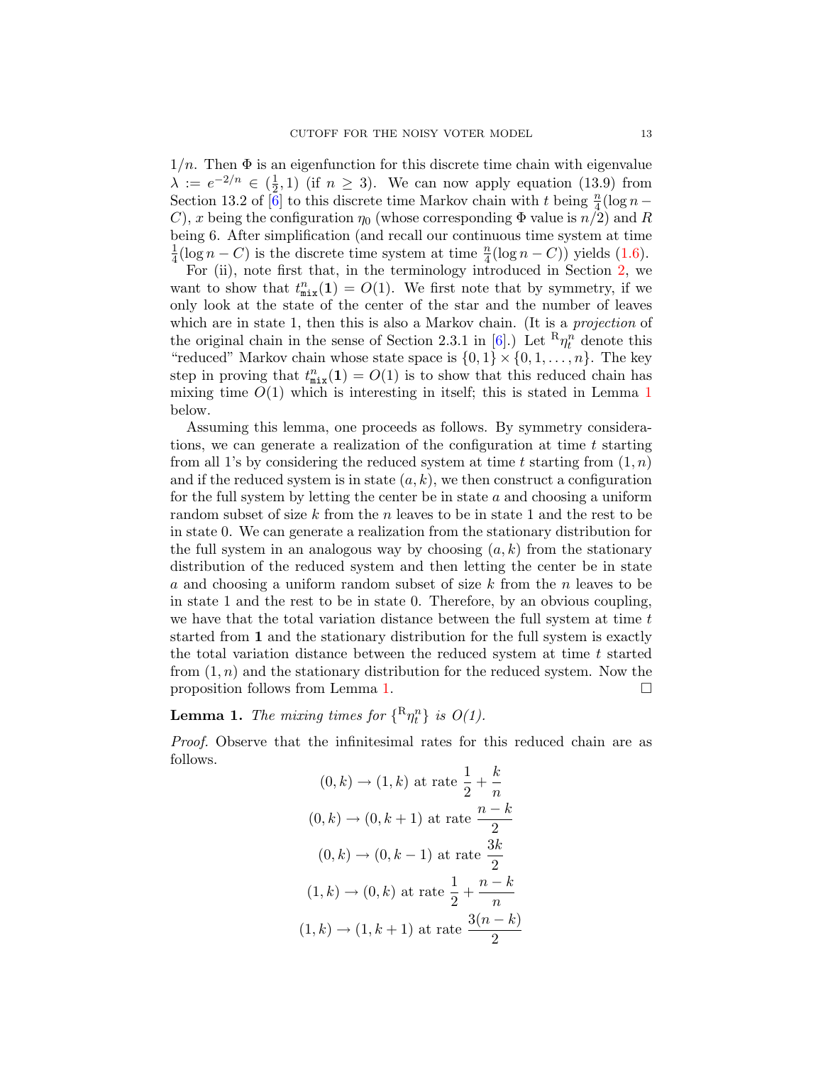$1/n$. Then $\Phi$ is an eigenfunction for this discrete time chain with eigenvalue $\lambda := e^{-2/n} \in (\frac{1}{2}, 1)$ (if $n \geq 3$). We can now apply equation (13.9) from Section 13.2 of [6] to this discrete time Markov chain with $t$ being $\frac{n}{4}(\log n - C)$, $x$ being the configuration $\eta_0$ (whose corresponding $\Phi$ value is $n/2$) and $R$ being 6. After simplification (and recall our continuous time system at time $\frac{1}{4}(\log n - C)$ is the discrete time system at time $\frac{n}{4}(\log n - C)$) yields (1.6).

For (ii), note first that, in the terminology introduced in Section 2, we want to show that $t^n_{\mathtt{mix}}(\mathbf{1}) = O(1)$. We first note that by symmetry, if we only look at the state of the center of the star and the number of leaves which are in state 1, then this is also a Markov chain. (It is a *projection* of the original chain in the sense of Section 2.3.1 in [6].) Let ${}^{\mathrm{R}}\eta^n_t$ denote this "reduced" Markov chain whose state space is $\{0,1\} \times \{0,1,\ldots,n\}$. The key step in proving that $t^n_{\mathtt{mix}}(\mathbf{1}) = O(1)$ is to show that this reduced chain has mixing time $O(1)$ which is interesting in itself; this is stated in Lemma 1 below.

Assuming this lemma, one proceeds as follows. By symmetry considerations, we can generate a realization of the configuration at time $t$ starting from all 1's by considering the reduced system at time $t$ starting from $(1,n)$ and if the reduced system is in state $(a,k)$, we then construct a configuration for the full system by letting the center be in state $a$ and choosing a uniform random subset of size $k$ from the $n$ leaves to be in state 1 and the rest to be in state 0. We can generate a realization from the stationary distribution for the full system in an analogous way by choosing $(a,k)$ from the stationary distribution of the reduced system and then letting the center be in state $a$ and choosing a uniform random subset of size $k$ from the $n$ leaves to be in state 1 and the rest to be in state 0. Therefore, by an obvious coupling, we have that the total variation distance between the full system at time $t$ started from $\mathbf{1}$ and the stationary distribution for the full system is exactly the total variation distance between the reduced system at time $t$ started from $(1,n)$ and the stationary distribution for the reduced system. Now the proposition follows from Lemma 1. $\square$

**Lemma 1.** *The mixing times for $\{{}^{\mathrm{R}}\eta^n_t\}$ is O(1).*

*Proof.* Observe that the infinitesimal rates for this reduced chain are as follows.

$$(0,k) \to (1,k) \text{ at rate } \frac{1}{2} + \frac{k}{n}$$

$$(0,k) \to (0,k+1) \text{ at rate } \frac{n-k}{2}$$

$$(0,k) \to (0,k-1) \text{ at rate } \frac{3k}{2}$$

$$(1,k) \to (0,k) \text{ at rate } \frac{1}{2} + \frac{n-k}{n}$$

$$(1,k) \to (1,k+1) \text{ at rate } \frac{3(n-k)}{2}$$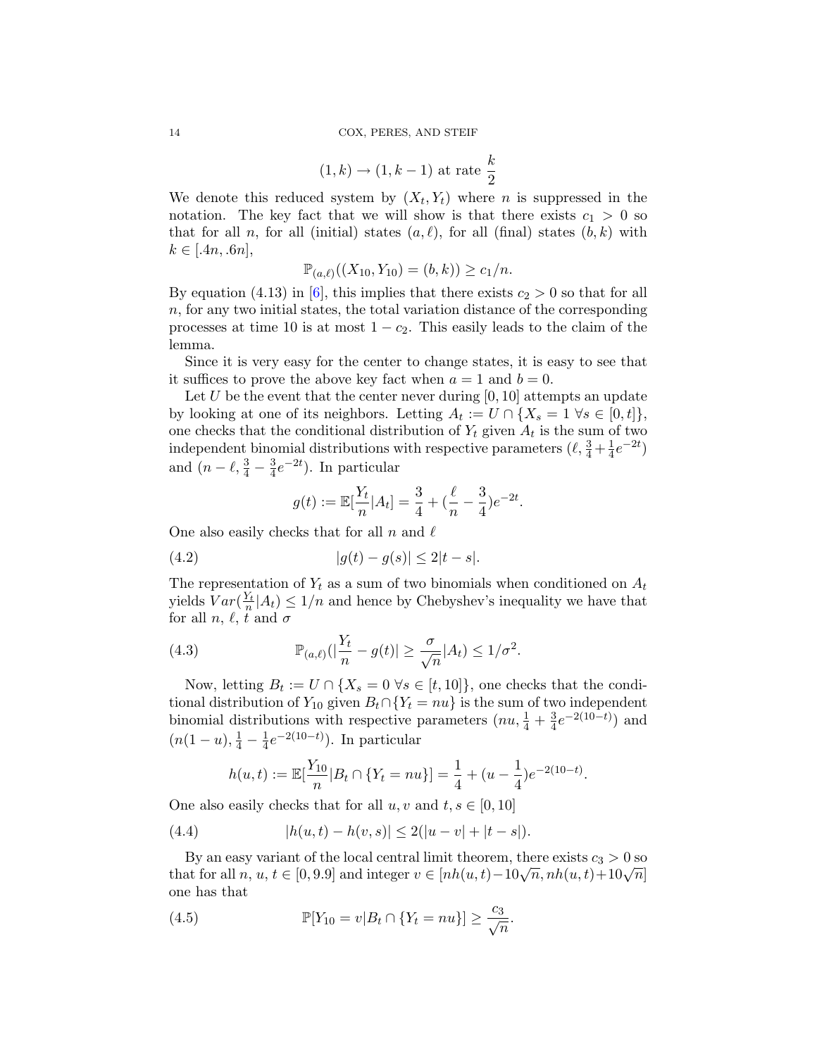$$(1,k) \to (1,k-1) \text{ at rate } \frac{k}{2}$$

We denote this reduced system by $(X_t, Y_t)$ where $n$ is suppressed in the notation. The key fact that we will show is that there exists $c_1 > 0$ so that for all $n$, for all (initial) states $(a, \ell)$, for all (final) states $(b, k)$ with $k \in [.4n, .6n]$,

$$\mathbb{P}_{(a,\ell)}((X_{10}, Y_{10}) = (b, k)) \geq c_1/n.$$

By equation (4.13) in [6], this implies that there exists $c_2 > 0$ so that for all $n$, for any two initial states, the total variation distance of the corresponding processes at time 10 is at most $1 - c_2$. This easily leads to the claim of the lemma.

Since it is very easy for the center to change states, it is easy to see that it suffices to prove the above key fact when $a = 1$ and $b = 0$.

Let $U$ be the event that the center never during $[0, 10]$ attempts an update by looking at one of its neighbors. Letting $A_t := U \cap \{X_s = 1 \ \forall s \in [0, t]\}$, one checks that the conditional distribution of $Y_t$ given $A_t$ is the sum of two independent binomial distributions with respective parameters $(\ell, \frac{3}{4} + \frac{1}{4}e^{-2t})$ and $(n - \ell, \frac{3}{4} - \frac{3}{4}e^{-2t})$. In particular

$$g(t) := \mathbb{E}[\frac{Y_t}{n} | A_t] = \frac{3}{4} + (\frac{\ell}{n} - \frac{3}{4})e^{-2t}.$$

One also easily checks that for all $n$ and $\ell$

$$|g(t) - g(s)| \leq 2|t - s|. \tag{4.2}$$

The representation of $Y_t$ as a sum of two binomials when conditioned on $A_t$ yields $Var(\frac{Y_t}{n} | A_t) \leq 1/n$ and hence by Chebyshev's inequality we have that for all $n$, $\ell$, $t$ and $\sigma$

$$\mathbb{P}_{(a,\ell)}(|\frac{Y_t}{n} - g(t)| \geq \frac{\sigma}{\sqrt{n}} | A_t) \leq 1/\sigma^2. \tag{4.3}$$

Now, letting $B_t := U \cap \{X_s = 0 \ \forall s \in [t, 10]\}$, one checks that the conditional distribution of $Y_{10}$ given $B_t \cap \{Y_t = nu\}$ is the sum of two independent binomial distributions with respective parameters $(nu, \frac{1}{4} + \frac{3}{4}e^{-2(10-t)})$ and $(n(1-u), \frac{1}{4} - \frac{1}{4}e^{-2(10-t)})$. In particular

$$h(u, t) := \mathbb{E}[\frac{Y_{10}}{n} | B_t \cap \{Y_t = nu\}] = \frac{1}{4} + (u - \frac{1}{4})e^{-2(10-t)}.$$

One also easily checks that for all $u, v$ and $t, s \in [0, 10]$

$$|h(u, t) - h(v, s)| \leq 2(|u - v| + |t - s|). \tag{4.4}$$

By an easy variant of the local central limit theorem, there exists $c_3 > 0$ so that for all $n$, $u$, $t \in [0, 9.9]$ and integer $v \in [nh(u, t) - 10\sqrt{n}, nh(u, t) + 10\sqrt{n}]$ one has that

$$\mathbb{P}[Y_{10} = v | B_t \cap \{Y_t = nu\}] \geq \frac{c_3}{\sqrt{n}}. \tag{4.5}$$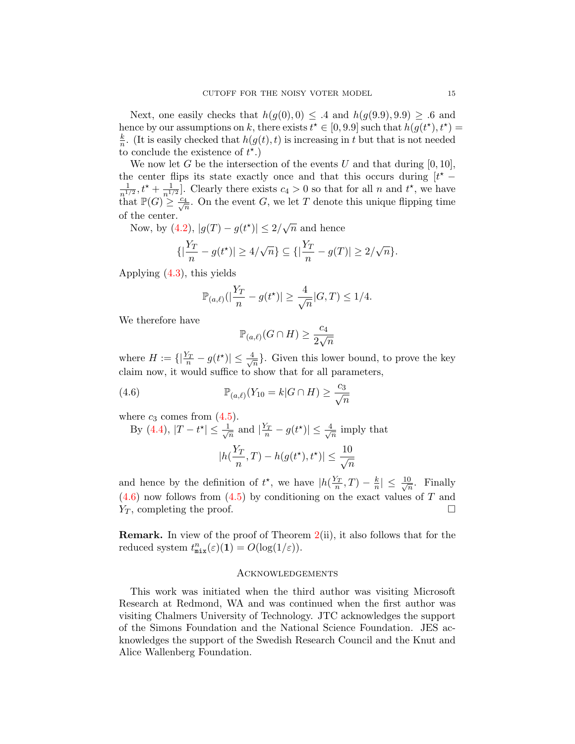Next, one easily checks that $h(g(0), 0) \leq .4$ and $h(g(9.9), 9.9) \geq .6$ and hence by our assumptions on $k$, there exists $t^\star \in [0, 9.9]$ such that $h(g(t^\star), t^\star) = \frac{k}{n}$. (It is easily checked that $h(g(t), t)$ is increasing in $t$ but that is not needed to conclude the existence of $t^\star$.)

We now let $G$ be the intersection of the events $U$ and that during $[0, 10]$, the center flips its state exactly once and that this occurs during $[t^\star - \frac{1}{n^{1/2}}, t^\star + \frac{1}{n^{1/2}}]$. Clearly there exists $c_4 > 0$ so that for all $n$ and $t^\star$, we have that $\mathbb{P}(G) \geq \frac{c_4}{\sqrt{n}}$. On the event $G$, we let $T$ denote this unique flipping time of the center.

Now, by (4.2), $|g(T) - g(t^\star)| \leq 2/\sqrt{n}$ and hence

$$\{|\frac{Y_T}{n} - g(t^\star)| \geq 4/\sqrt{n}\} \subseteq \{|\frac{Y_T}{n} - g(T)| \geq 2/\sqrt{n}\}.$$

Applying (4.3), this yields

$$\mathbb{P}_{(a,\ell)}(|\frac{Y_T}{n} - g(t^\star)| \geq \frac{4}{\sqrt{n}}|G, T) \leq 1/4.$$

We therefore have

$$\mathbb{P}_{(a,\ell)}(G \cap H) \geq \frac{c_4}{2\sqrt{n}}$$

where $H := \{|\frac{Y_T}{n} - g(t^\star)| \leq \frac{4}{\sqrt{n}}\}$. Given this lower bound, to prove the key claim now, it would suffice to show that for all parameters,

$$\mathbb{P}_{(a,\ell)}(Y_{10} = k|G \cap H) \geq \frac{c_3}{\sqrt{n}} \tag{4.6}$$

where $c_3$ comes from (4.5).

By (4.4), $|T - t^\star| \leq \frac{1}{\sqrt{n}}$ and $|\frac{Y_T}{n} - g(t^\star)| \leq \frac{4}{\sqrt{n}}$ imply that

$$|h(\frac{Y_T}{n}, T) - h(g(t^\star), t^\star)| \leq \frac{10}{\sqrt{n}}$$

and hence by the definition of $t^\star$, we have $|h(\frac{Y_T}{n}, T) - \frac{k}{n}| \leq \frac{10}{\sqrt{n}}$. Finally (4.6) now follows from (4.5) by conditioning on the exact values of $T$ and $Y_T$, completing the proof. $\square$

**Remark.** In view of the proof of Theorem 2(ii), it also follows that for the reduced system $t^n_{\texttt{mix}}(\varepsilon)(\mathbf{1}) = O(\log(1/\varepsilon))$.

## Acknowledgements

This work was initiated when the third author was visiting Microsoft Research at Redmond, WA and was continued when the first author was visiting Chalmers University of Technology. JTC acknowledges the support of the Simons Foundation and the National Science Foundation. JES acknowledges the support of the Swedish Research Council and the Knut and Alice Wallenberg Foundation.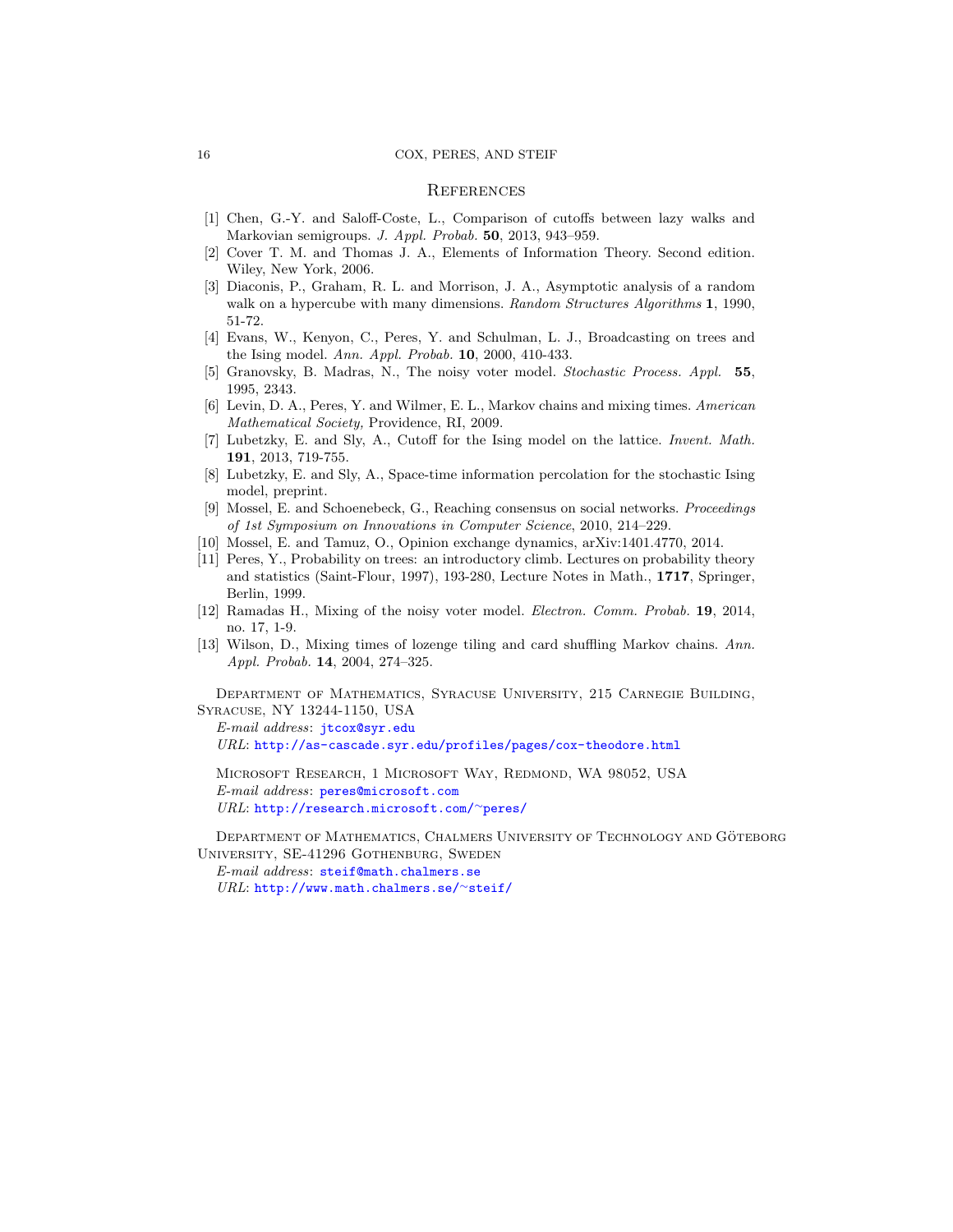## References

[1] Chen, G.-Y. and Saloff-Coste, L., Comparison of cutoffs between lazy walks and Markovian semigroups. *J. Appl. Probab.* **50**, 2013, 943–959.

[2] Cover T. M. and Thomas J. A., Elements of Information Theory. Second edition. Wiley, New York, 2006.

[3] Diaconis, P., Graham, R. L. and Morrison, J. A., Asymptotic analysis of a random walk on a hypercube with many dimensions. *Random Structures Algorithms* **1**, 1990, 51-72.

[4] Evans, W., Kenyon, C., Peres, Y. and Schulman, L. J., Broadcasting on trees and the Ising model. *Ann. Appl. Probab.* **10**, 2000, 410-433.

[5] Granovsky, B. Madras, N., The noisy voter model. *Stochastic Process. Appl.* **55**, 1995, 2343.

[6] Levin, D. A., Peres, Y. and Wilmer, E. L., Markov chains and mixing times. *American Mathematical Society,* Providence, RI, 2009.

[7] Lubetzky, E. and Sly, A., Cutoff for the Ising model on the lattice. *Invent. Math.* **191**, 2013, 719-755.

[8] Lubetzky, E. and Sly, A., Space-time information percolation for the stochastic Ising model, preprint.

[9] Mossel, E. and Schoenebeck, G., Reaching consensus on social networks. *Proceedings of 1st Symposium on Innovations in Computer Science*, 2010, 214–229.

[10] Mossel, E. and Tamuz, O., Opinion exchange dynamics, arXiv:1401.4770, 2014.

[11] Peres, Y., Probability on trees: an introductory climb. Lectures on probability theory and statistics (Saint-Flour, 1997), 193-280, Lecture Notes in Math., **1717**, Springer, Berlin, 1999.

[12] Ramadas H., Mixing of the noisy voter model. *Electron. Comm. Probab.* **19**, 2014, no. 17, 1-9.

[13] Wilson, D., Mixing times of lozenge tiling and card shuffling Markov chains. *Ann. Appl. Probab.* **14**, 2004, 274–325.

Department of Mathematics, Syracuse University, 215 Carnegie Building, Syracuse, NY 13244-1150, USA

*E-mail address*: jtcox@syr.edu

*URL*: http://as-cascade.syr.edu/profiles/pages/cox-theodore.html

Microsoft Research, 1 Microsoft Way, Redmond, WA 98052, USA

*E-mail address*: peres@microsoft.com

*URL*: http://research.microsoft.com/~peres/

Department of Mathematics, Chalmers University of Technology and Göteborg University, SE-41296 Gothenburg, Sweden

*E-mail address*: steif@math.chalmers.se

*URL*: http://www.math.chalmers.se/~steif/